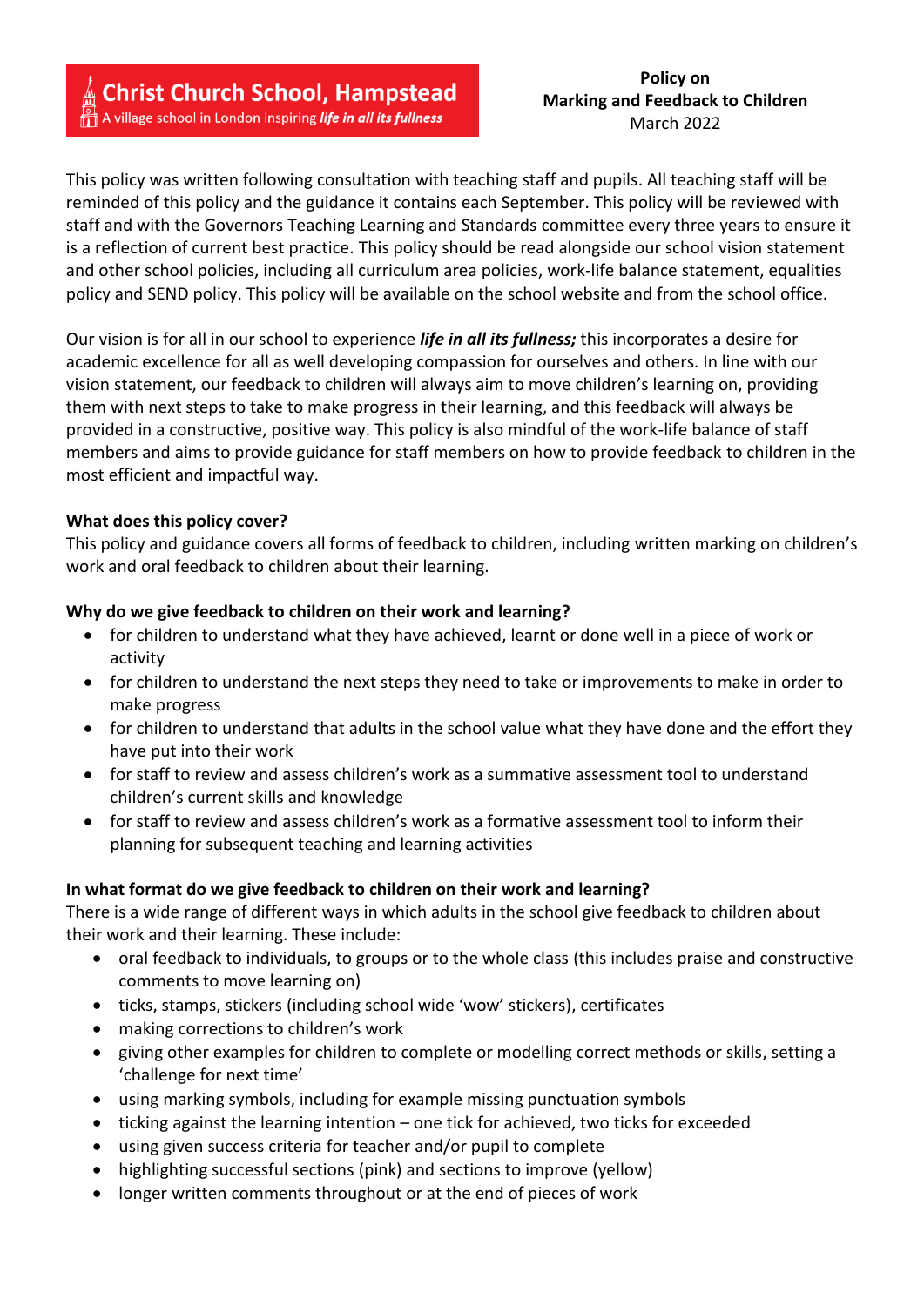**Christ Church School, Hampstead**
A village school in London inspiring ***life in all its fullness***

**Policy on**
**Marking and Feedback to Children**
March 2022

This policy was written following consultation with teaching staff and pupils. All teaching staff will be reminded of this policy and the guidance it contains each September. This policy will be reviewed with staff and with the Governors Teaching Learning and Standards committee every three years to ensure it is a reflection of current best practice. This policy should be read alongside our school vision statement and other school policies, including all curriculum area policies, work-life balance statement, equalities policy and SEND policy. This policy will be available on the school website and from the school office.

Our vision is for all in our school to experience ***life in all its fullness;*** this incorporates a desire for academic excellence for all as well developing compassion for ourselves and others. In line with our vision statement, our feedback to children will always aim to move children's learning on, providing them with next steps to take to make progress in their learning, and this feedback will always be provided in a constructive, positive way. This policy is also mindful of the work-life balance of staff members and aims to provide guidance for staff members on how to provide feedback to children in the most efficient and impactful way.

**What does this policy cover?**
This policy and guidance covers all forms of feedback to children, including written marking on children's work and oral feedback to children about their learning.

**Why do we give feedback to children on their work and learning?**

- for children to understand what they have achieved, learnt or done well in a piece of work or activity
- for children to understand the next steps they need to take or improvements to make in order to make progress
- for children to understand that adults in the school value what they have done and the effort they have put into their work
- for staff to review and assess children's work as a summative assessment tool to understand children's current skills and knowledge
- for staff to review and assess children's work as a formative assessment tool to inform their planning for subsequent teaching and learning activities

**In what format do we give feedback to children on their work and learning?**
There is a wide range of different ways in which adults in the school give feedback to children about their work and their learning. These include:

- oral feedback to individuals, to groups or to the whole class (this includes praise and constructive comments to move learning on)
- ticks, stamps, stickers (including school wide 'wow' stickers), certificates
- making corrections to children's work
- giving other examples for children to complete or modelling correct methods or skills, setting a 'challenge for next time'
- using marking symbols, including for example missing punctuation symbols
- ticking against the learning intention – one tick for achieved, two ticks for exceeded
- using given success criteria for teacher and/or pupil to complete
- highlighting successful sections (pink) and sections to improve (yellow)
- longer written comments throughout or at the end of pieces of work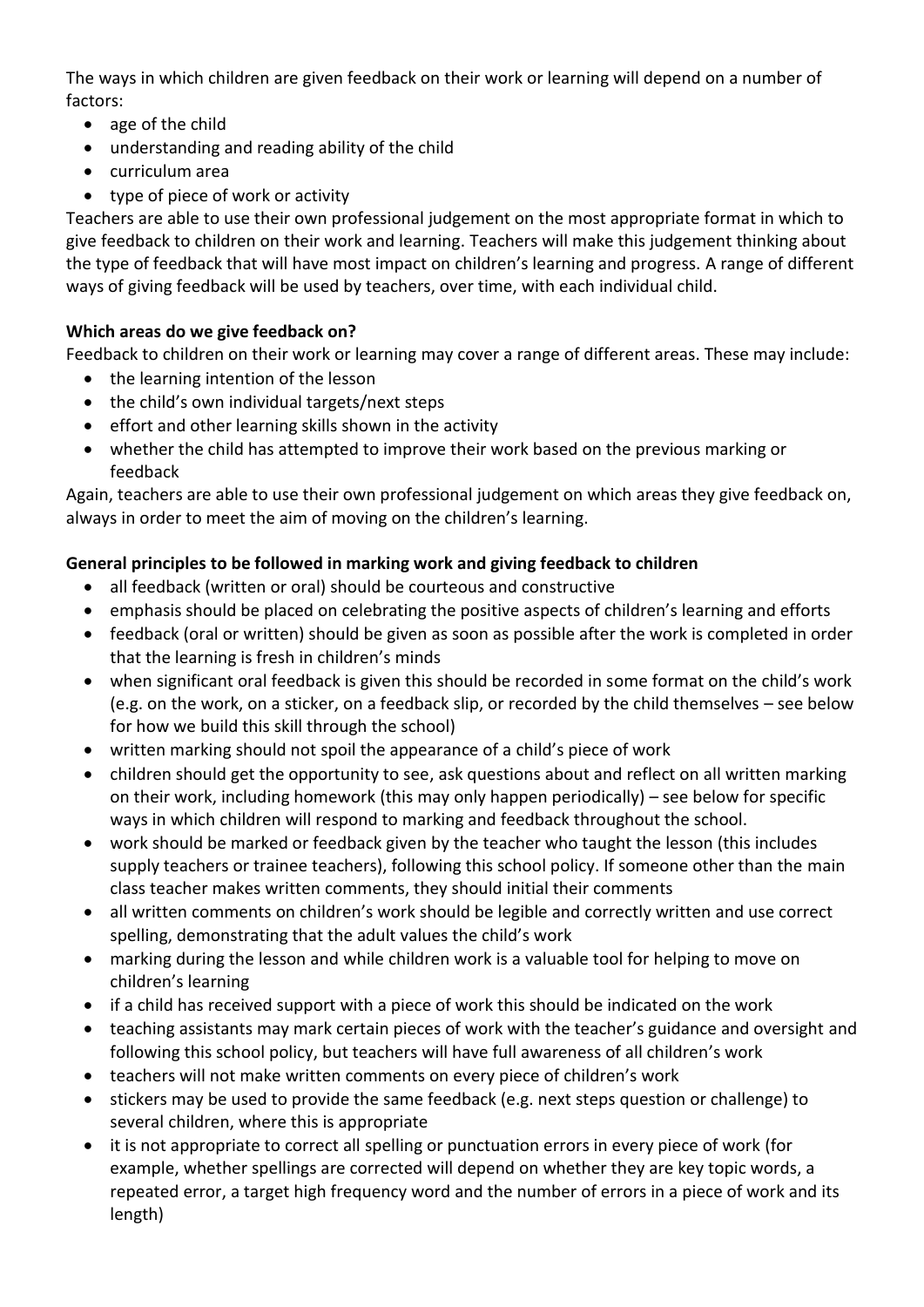The ways in which children are given feedback on their work or learning will depend on a number of factors:

- age of the child
- understanding and reading ability of the child
- curriculum area
- type of piece of work or activity

Teachers are able to use their own professional judgement on the most appropriate format in which to give feedback to children on their work and learning. Teachers will make this judgement thinking about the type of feedback that will have most impact on children's learning and progress. A range of different ways of giving feedback will be used by teachers, over time, with each individual child.

**Which areas do we give feedback on?**

Feedback to children on their work or learning may cover a range of different areas. These may include:

- the learning intention of the lesson
- the child's own individual targets/next steps
- effort and other learning skills shown in the activity
- whether the child has attempted to improve their work based on the previous marking or feedback

Again, teachers are able to use their own professional judgement on which areas they give feedback on, always in order to meet the aim of moving on the children's learning.

**General principles to be followed in marking work and giving feedback to children**

- all feedback (written or oral) should be courteous and constructive
- emphasis should be placed on celebrating the positive aspects of children's learning and efforts
- feedback (oral or written) should be given as soon as possible after the work is completed in order that the learning is fresh in children's minds
- when significant oral feedback is given this should be recorded in some format on the child's work (e.g. on the work, on a sticker, on a feedback slip, or recorded by the child themselves – see below for how we build this skill through the school)
- written marking should not spoil the appearance of a child's piece of work
- children should get the opportunity to see, ask questions about and reflect on all written marking on their work, including homework (this may only happen periodically) – see below for specific ways in which children will respond to marking and feedback throughout the school.
- work should be marked or feedback given by the teacher who taught the lesson (this includes supply teachers or trainee teachers), following this school policy. If someone other than the main class teacher makes written comments, they should initial their comments
- all written comments on children's work should be legible and correctly written and use correct spelling, demonstrating that the adult values the child's work
- marking during the lesson and while children work is a valuable tool for helping to move on children's learning
- if a child has received support with a piece of work this should be indicated on the work
- teaching assistants may mark certain pieces of work with the teacher's guidance and oversight and following this school policy, but teachers will have full awareness of all children's work
- teachers will not make written comments on every piece of children's work
- stickers may be used to provide the same feedback (e.g. next steps question or challenge) to several children, where this is appropriate
- it is not appropriate to correct all spelling or punctuation errors in every piece of work (for example, whether spellings are corrected will depend on whether they are key topic words, a repeated error, a target high frequency word and the number of errors in a piece of work and its length)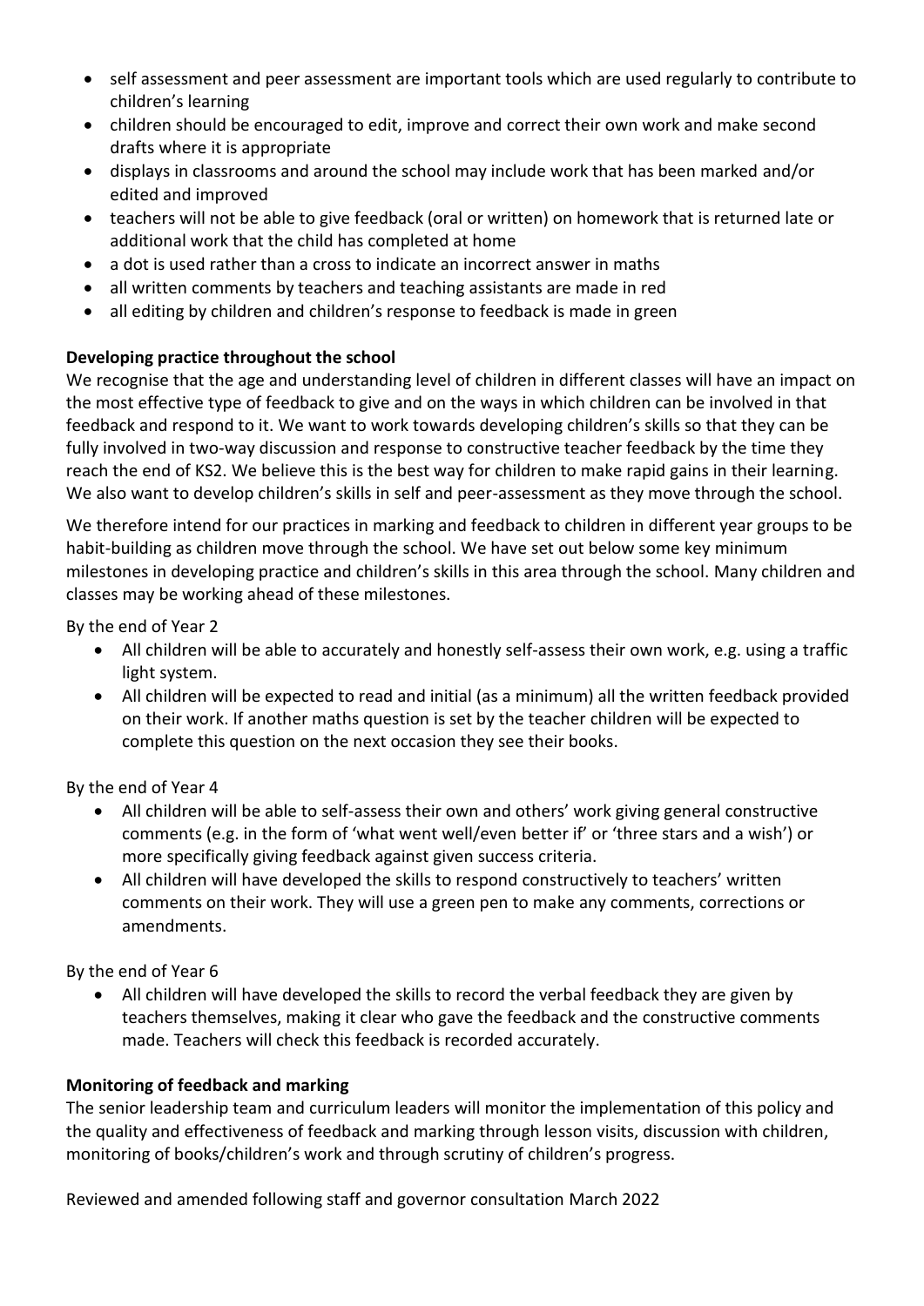- self assessment and peer assessment are important tools which are used regularly to contribute to children's learning
- children should be encouraged to edit, improve and correct their own work and make second drafts where it is appropriate
- displays in classrooms and around the school may include work that has been marked and/or edited and improved
- teachers will not be able to give feedback (oral or written) on homework that is returned late or additional work that the child has completed at home
- a dot is used rather than a cross to indicate an incorrect answer in maths
- all written comments by teachers and teaching assistants are made in red
- all editing by children and children's response to feedback is made in green

**Developing practice throughout the school**

We recognise that the age and understanding level of children in different classes will have an impact on the most effective type of feedback to give and on the ways in which children can be involved in that feedback and respond to it. We want to work towards developing children's skills so that they can be fully involved in two-way discussion and response to constructive teacher feedback by the time they reach the end of KS2. We believe this is the best way for children to make rapid gains in their learning. We also want to develop children's skills in self and peer-assessment as they move through the school.

We therefore intend for our practices in marking and feedback to children in different year groups to be habit-building as children move through the school. We have set out below some key minimum milestones in developing practice and children's skills in this area through the school. Many children and classes may be working ahead of these milestones.

By the end of Year 2

- All children will be able to accurately and honestly self-assess their own work, e.g. using a traffic light system.
- All children will be expected to read and initial (as a minimum) all the written feedback provided on their work. If another maths question is set by the teacher children will be expected to complete this question on the next occasion they see their books.

By the end of Year 4

- All children will be able to self-assess their own and others' work giving general constructive comments (e.g. in the form of 'what went well/even better if' or 'three stars and a wish') or more specifically giving feedback against given success criteria.
- All children will have developed the skills to respond constructively to teachers' written comments on their work. They will use a green pen to make any comments, corrections or amendments.

By the end of Year 6

- All children will have developed the skills to record the verbal feedback they are given by teachers themselves, making it clear who gave the feedback and the constructive comments made. Teachers will check this feedback is recorded accurately.

**Monitoring of feedback and marking**

The senior leadership team and curriculum leaders will monitor the implementation of this policy and the quality and effectiveness of feedback and marking through lesson visits, discussion with children, monitoring of books/children's work and through scrutiny of children's progress.

Reviewed and amended following staff and governor consultation March 2022